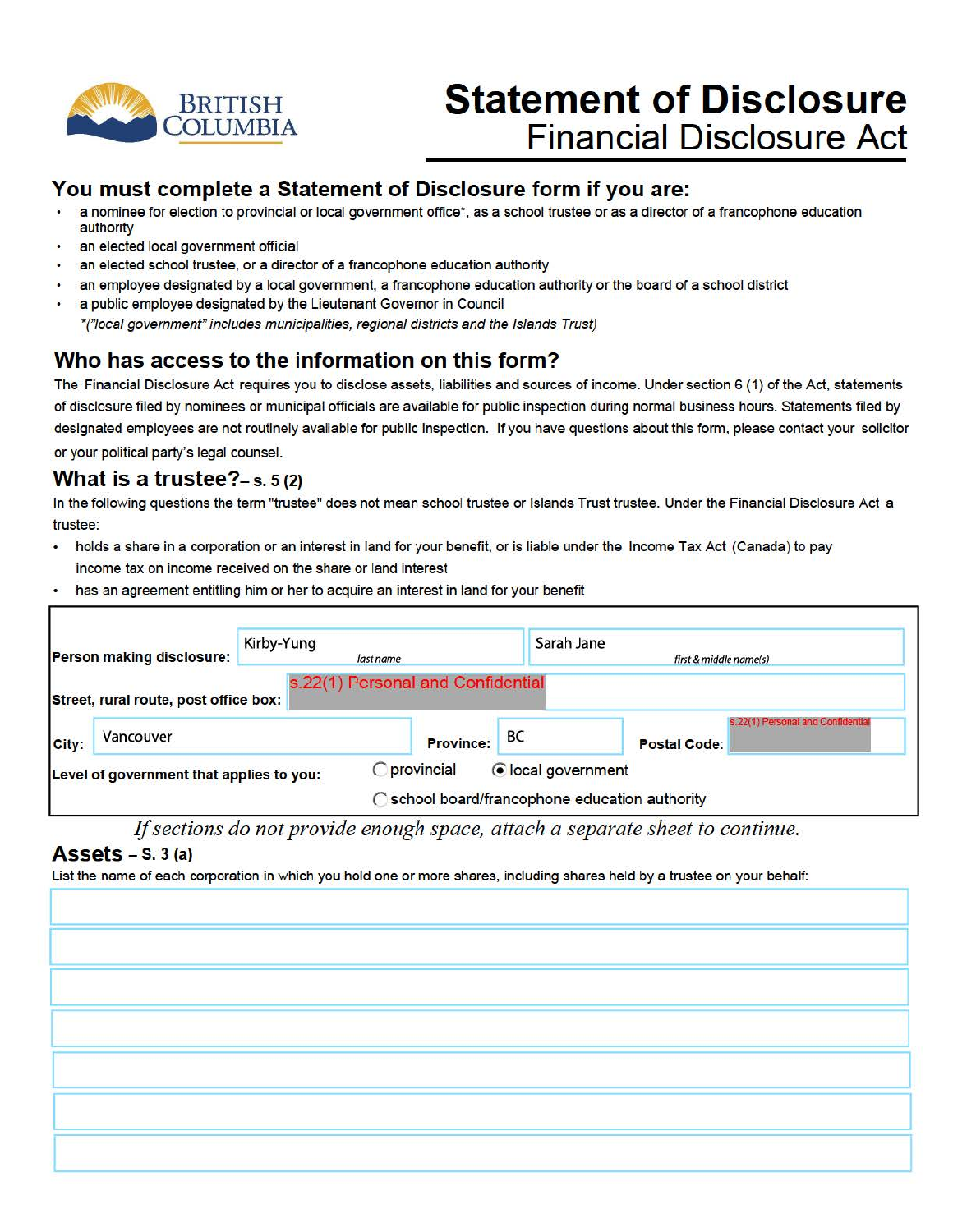BRITISH COLUMBIA

# Statement of Disclosure

## Financial Disclosure Act

## You must complete a Statement of Disclosure form if you are:

- a nominee for election to provincial or local government office*, as a school trustee or as a director of a francophone education authority
- an elected local government official
- an elected school trustee, or a director of a francophone education authority
- an employee designated by a local government, a francophone education authority or the board of a school district
- a public employee designated by the Lieutenant Governor in Council

*("local government" includes municipalities, regional districts and the Islands Trust)*

## Who has access to the information on this form?

The Financial Disclosure Act requires you to disclose assets, liabilities and sources of income. Under section 6 (1) of the Act, statements of disclosure filed by nominees or municipal officials are available for public inspection during normal business hours. Statements filed by designated employees are not routinely available for public inspection. If you have questions about this form, please contact your solicitor or your political party's legal counsel.

## What is a trustee? – s. 5 (2)

In the following questions the term "trustee" does not mean school trustee or Islands Trust trustee. Under the Financial Disclosure Act a trustee:

- holds a share in a corporation or an interest in land for your benefit, or is liable under the Income Tax Act (Canada) to pay income tax on income received on the share or land interest
- has an agreement entitling him or her to acquire an interest in land for your benefit

**Person making disclosure:** Kirby-Yung (last name) Sarah Jane (first & middle name(s))

**Street, rural route, post office box:** s.22(1) Personal and Confidential

**City:** Vancouver **Province:** BC **Postal Code:** s.22(1) Personal and Confidential

**Level of government that applies to you:**
- ○ provincial
- ◉ local government
- ○ school board/francophone education authority

*If sections do not provide enough space, attach a separate sheet to continue.*

## Assets – s. 3 (a)

List the name of each corporation in which you hold one or more shares, including shares held by a trustee on your behalf: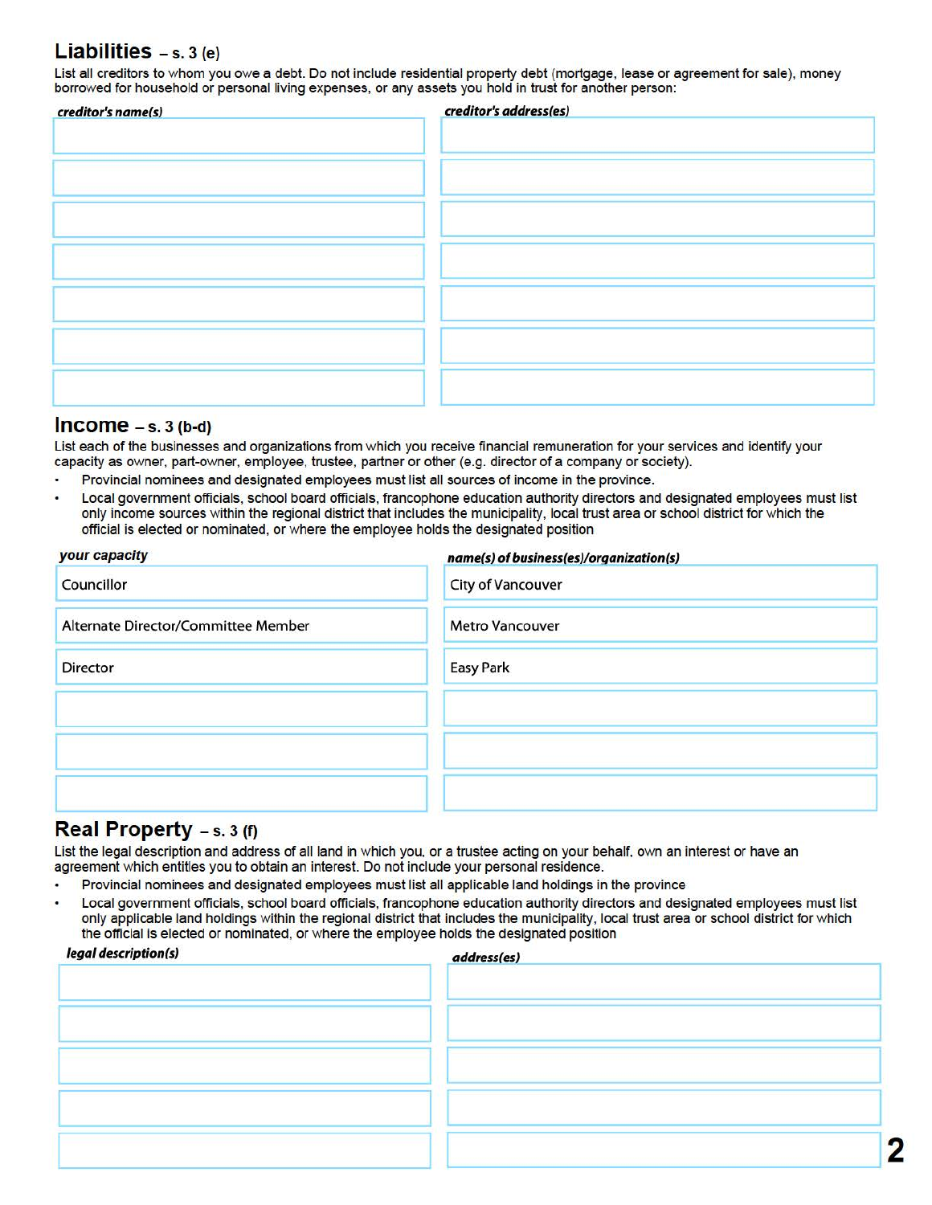## Liabilities – s. 3 (e)

List all creditors to whom you owe a debt. Do not include residential property debt (mortgage, lease or agreement for sale), money borrowed for household or personal living expenses, or any assets you hold in trust for another person:

| *creditor's name(s)* | *creditor's address(es)* |
|---|---|
| | |
| | |
| | |
| | |
| | |
| | |
| | |

## Income – s. 3 (b-d)

List each of the businesses and organizations from which you receive financial remuneration for your services and identify your capacity as owner, part-owner, employee, trustee, partner or other (e.g. director of a company or society).

- Provincial nominees and designated employees must list all sources of income in the province.
- Local government officials, school board officials, francophone education authority directors and designated employees must list only income sources within the regional district that includes the municipality, local trust area or school district for which the official is elected or nominated, or where the employee holds the designated position

| *your capacity* | *name(s) of business(es)/organization(s)* |
|---|---|
| Councillor | City of Vancouver |
| Alternate Director/Committee Member | Metro Vancouver |
| Director | Easy Park |
| | |
| | |
| | |

## Real Property – s. 3 (f)

List the legal description and address of all land in which you, or a trustee acting on your behalf, own an interest or have an agreement which entitles you to obtain an interest. Do not include your personal residence.

- Provincial nominees and designated employees must list all applicable land holdings in the province
- Local government officials, school board officials, francophone education authority directors and designated employees must list only applicable land holdings within the regional district that includes the municipality, local trust area or school district for which the official is elected or nominated, or where the employee holds the designated position

| *legal description(s)* | *address(es)* |
|---|---|
| | |
| | |
| | |
| | |
| | |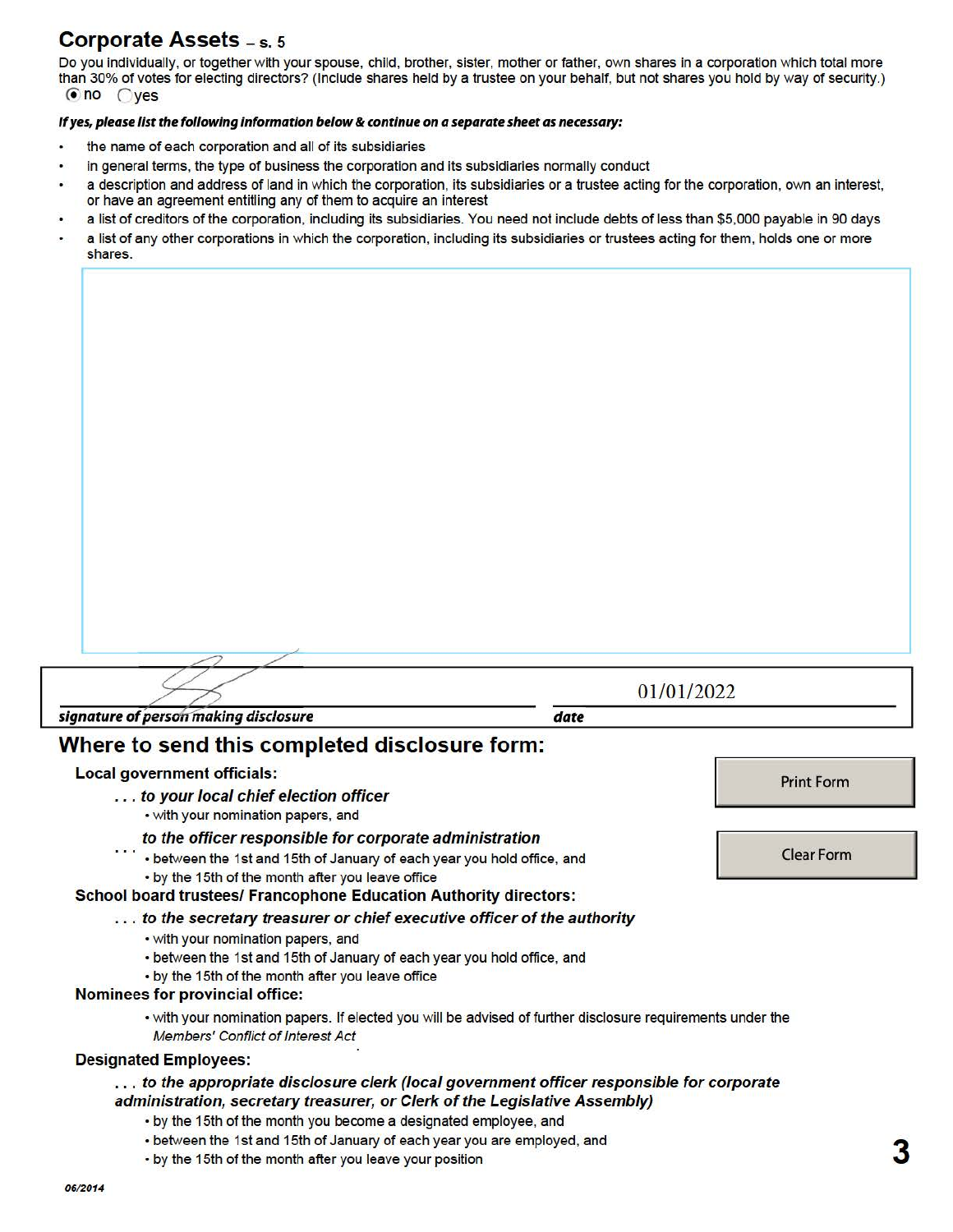## Corporate Assets – s. 5

Do you individually, or together with your spouse, child, brother, sister, mother or father, own shares in a corporation which total more than 30% of votes for electing directors? (Include shares held by a trustee on your behalf, but not shares you hold by way of security.)

(•) no ( ) yes

***If yes, please list the following information below & continue on a separate sheet as necessary:***

- the name of each corporation and all of its subsidiaries
- in general terms, the type of business the corporation and its subsidiaries normally conduct
- a description and address of land in which the corporation, its subsidiaries or a trustee acting for the corporation, own an interest, or have an agreement entitling any of them to acquire an interest
- a list of creditors of the corporation, including its subsidiaries. You need not include debts of less than $5,000 payable in 90 days
- a list of any other corporations in which the corporation, including its subsidiaries or trustees acting for them, holds one or more shares.

| | |
|---|---|
| *signature of person making disclosure* | 01/01/2022 *date* |

## Where to send this completed disclosure form:

Print Form

Clear Form

**Local government officials:**

*. . . to your local chief election officer*
- with your nomination papers, and

*. . . to the officer responsible for corporate administration*
- between the 1st and 15th of January of each year you hold office, and
- by the 15th of the month after you leave office

**School board trustees/ Francophone Education Authority directors:**

*. . . to the secretary treasurer or chief executive officer of the authority*
- with your nomination papers, and
- between the 1st and 15th of January of each year you hold office, and
- by the 15th of the month after you leave office

**Nominees for provincial office:**

- with your nomination papers. If elected you will be advised of further disclosure requirements under the *Members' Conflict of Interest Act*

**Designated Employees:**

*. . . to the appropriate disclosure clerk (local government officer responsible for corporate administration, secretary treasurer, or Clerk of the Legislative Assembly)*
- by the 15th of the month you become a designated employee, and
- between the 1st and 15th of January of each year you are employed, and
- by the 15th of the month after you leave your position

*06/2014*